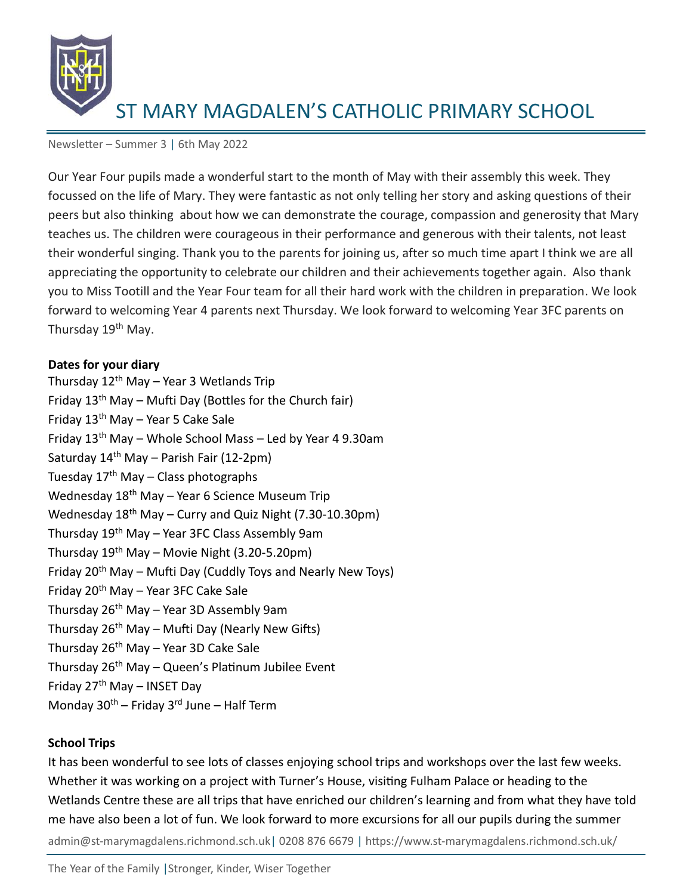# ST MARY MAGDALEN'S CATHOLIC PRIMARY SCHOOL

Newsletter – Summer 3 | 6th May 2022

Our Year Four pupils made a wonderful start to the month of May with their assembly this week. They focussed on the life of Mary. They were fantastic as not only telling her story and asking questions of their peers but also thinking about how we can demonstrate the courage, compassion and generosity that Mary teaches us. The children were courageous in their performance and generous with their talents, not least their wonderful singing. Thank you to the parents for joining us, after so much time apart I think we are all appreciating the opportunity to celebrate our children and their achievements together again. Also thank you to Miss Tootill and the Year Four team for all their hard work with the children in preparation. We look forward to welcoming Year 4 parents next Thursday. We look forward to welcoming Year 3FC parents on Thursday 19th May.

**Dates for your diary**

Thursday 12th May – Year 3 Wetlands Trip
Friday 13th May – Mufti Day (Bottles for the Church fair)
Friday 13th May – Year 5 Cake Sale
Friday 13th May – Whole School Mass – Led by Year 4 9.30am
Saturday 14th May – Parish Fair (12-2pm)
Tuesday 17th May – Class photographs
Wednesday 18th May – Year 6 Science Museum Trip
Wednesday 18th May – Curry and Quiz Night (7.30-10.30pm)
Thursday 19th May – Year 3FC Class Assembly 9am
Thursday 19th May – Movie Night (3.20-5.20pm)
Friday 20th May – Mufti Day (Cuddly Toys and Nearly New Toys)
Friday 20th May – Year 3FC Cake Sale
Thursday 26th May – Year 3D Assembly 9am
Thursday 26th May – Mufti Day (Nearly New Gifts)
Thursday 26th May – Year 3D Cake Sale
Thursday 26th May – Queen's Platinum Jubilee Event
Friday 27th May – INSET Day
Monday 30th – Friday 3rd June – Half Term

**School Trips**

It has been wonderful to see lots of classes enjoying school trips and workshops over the last few weeks. Whether it was working on a project with Turner's House, visiting Fulham Palace or heading to the Wetlands Centre these are all trips that have enriched our children's learning and from what they have told me have also been a lot of fun. We look forward to more excursions for all our pupils during the summer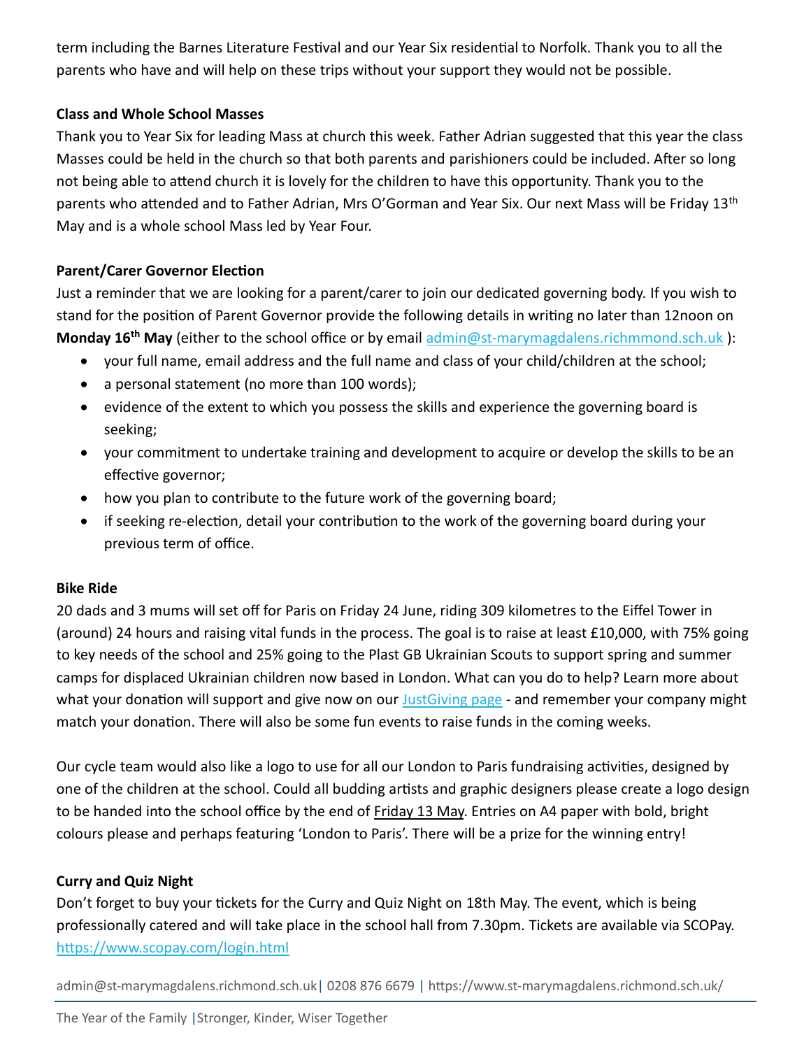term including the Barnes Literature Festival and our Year Six residential to Norfolk. Thank you to all the parents who have and will help on these trips without your support they would not be possible.

**Class and Whole School Masses**

Thank you to Year Six for leading Mass at church this week. Father Adrian suggested that this year the class Masses could be held in the church so that both parents and parishioners could be included. After so long not being able to attend church it is lovely for the children to have this opportunity. Thank you to the parents who attended and to Father Adrian, Mrs O'Gorman and Year Six. Our next Mass will be Friday 13th May and is a whole school Mass led by Year Four.

**Parent/Carer Governor Election**

Just a reminder that we are looking for a parent/carer to join our dedicated governing body. If you wish to stand for the position of Parent Governor provide the following details in writing no later than 12noon on **Monday 16th May** (either to the school office or by email admin@st-marymagdalens.richmmond.sch.uk ):

- your full name, email address and the full name and class of your child/children at the school;
- a personal statement (no more than 100 words);
- evidence of the extent to which you possess the skills and experience the governing board is seeking;
- your commitment to undertake training and development to acquire or develop the skills to be an effective governor;
- how you plan to contribute to the future work of the governing board;
- if seeking re-election, detail your contribution to the work of the governing board during your previous term of office.

**Bike Ride**

20 dads and 3 mums will set off for Paris on Friday 24 June, riding 309 kilometres to the Eiffel Tower in (around) 24 hours and raising vital funds in the process. The goal is to raise at least £10,000, with 75% going to key needs of the school and 25% going to the Plast GB Ukrainian Scouts to support spring and summer camps for displaced Ukrainian children now based in London. What can you do to help? Learn more about what your donation will support and give now on our JustGiving page - and remember your company might match your donation. There will also be some fun events to raise funds in the coming weeks.

Our cycle team would also like a logo to use for all our London to Paris fundraising activities, designed by one of the children at the school. Could all budding artists and graphic designers please create a logo design to be handed into the school office by the end of Friday 13 May. Entries on A4 paper with bold, bright colours please and perhaps featuring 'London to Paris'. There will be a prize for the winning entry!

**Curry and Quiz Night**

Don't forget to buy your tickets for the Curry and Quiz Night on 18th May. The event, which is being professionally catered and will take place in the school hall from 7.30pm. Tickets are available via SCOPay. https://www.scopay.com/login.html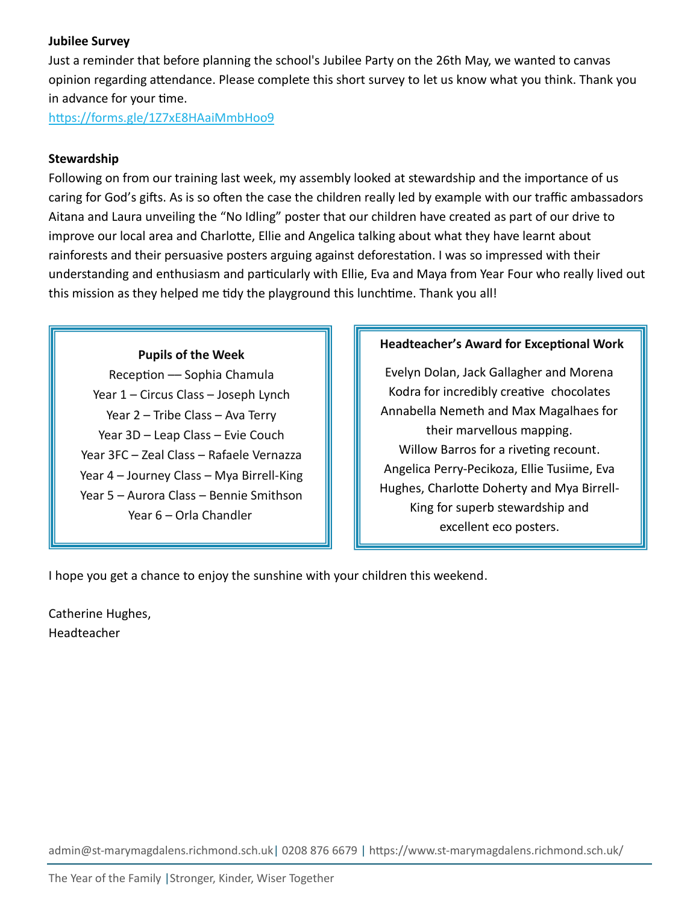**Jubilee Survey**

Just a reminder that before planning the school's Jubilee Party on the 26th May, we wanted to canvas opinion regarding attendance. Please complete this short survey to let us know what you think. Thank you in advance for your time.

https://forms.gle/1Z7xE8HAaiMmbHoo9

**Stewardship**

Following on from our training last week, my assembly looked at stewardship and the importance of us caring for God's gifts. As is so often the case the children really led by example with our traffic ambassadors Aitana and Laura unveiling the "No Idling" poster that our children have created as part of our drive to improve our local area and Charlotte, Ellie and Angelica talking about what they have learnt about rainforests and their persuasive posters arguing against deforestation. I was so impressed with their understanding and enthusiasm and particularly with Ellie, Eva and Maya from Year Four who really lived out this mission as they helped me tidy the playground this lunchtime. Thank you all!

**Pupils of the Week**

Reception — Sophia Chamula
Year 1 – Circus Class – Joseph Lynch
Year 2 – Tribe Class – Ava Terry
Year 3D – Leap Class – Evie Couch
Year 3FC – Zeal Class – Rafaele Vernazza
Year 4 – Journey Class – Mya Birrell-King
Year 5 – Aurora Class – Bennie Smithson
Year 6 – Orla Chandler

**Headteacher's Award for Exceptional Work**

Evelyn Dolan, Jack Gallagher and Morena Kodra for incredibly creative chocolates
Annabella Nemeth and Max Magalhaes for their marvellous mapping.
Willow Barros for a riveting recount.
Angelica Perry-Pecikoza, Ellie Tusiime, Eva Hughes, Charlotte Doherty and Mya Birrell-King for superb stewardship and excellent eco posters.

I hope you get a chance to enjoy the sunshine with your children this weekend.

Catherine Hughes,
Headteacher